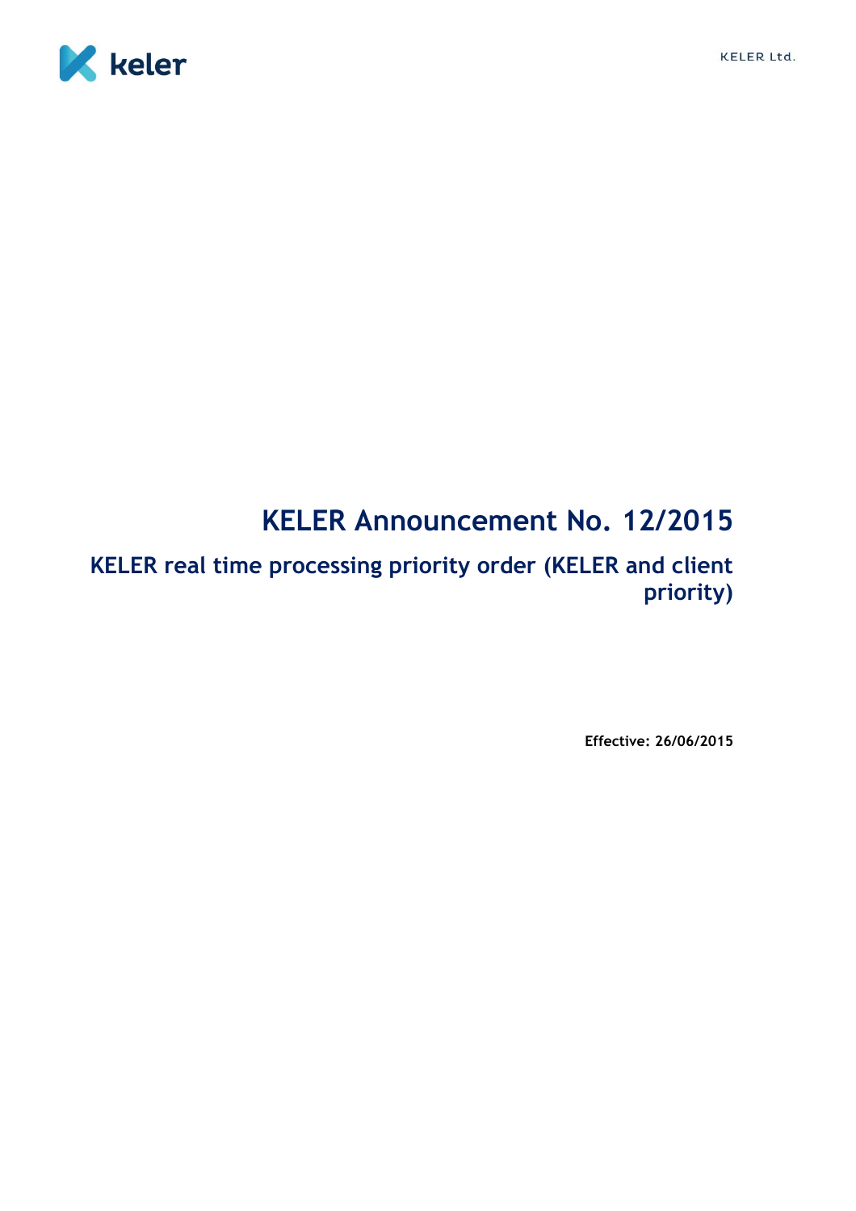# KELER Announcement No. 12/2015

## KELER real time processing priority order (KELER and client priority)

**Effective: 26/06/2015**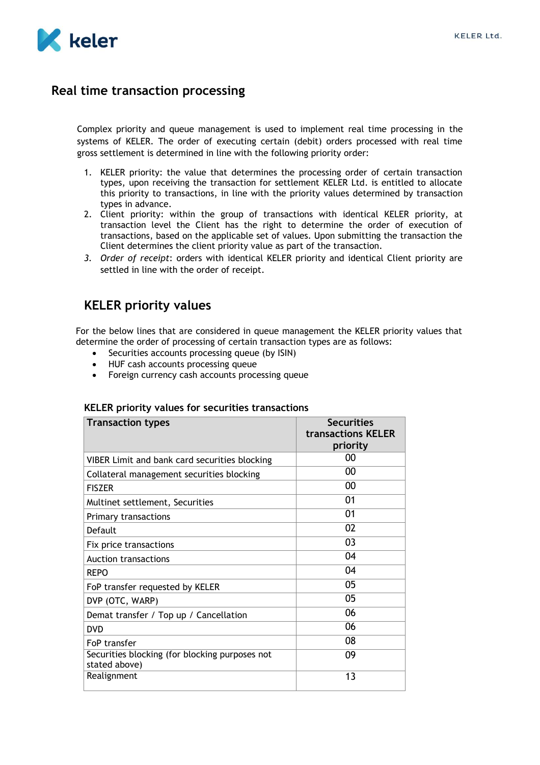# Real time transaction processing

Complex priority and queue management is used to implement real time processing in the systems of KELER. The order of executing certain (debit) orders processed with real time gross settlement is determined in line with the following priority order:

1. KELER priority: the value that determines the processing order of certain transaction types, upon receiving the transaction for settlement KELER Ltd. is entitled to allocate this priority to transactions, in line with the priority values determined by transaction types in advance.
2. Client priority: within the group of transactions with identical KELER priority, at transaction level the Client has the right to determine the order of execution of transactions, based on the applicable set of values. Upon submitting the transaction the Client determines the client priority value as part of the transaction.
3. *Order of receipt*: orders with identical KELER priority and identical Client priority are settled in line with the order of receipt.

## KELER priority values

For the below lines that are considered in queue management the KELER priority values that determine the order of processing of certain transaction types are as follows:

- Securities accounts processing queue (by ISIN)
- HUF cash accounts processing queue
- Foreign currency cash accounts processing queue

### KELER priority values for securities transactions

| Transaction types | Securities transactions KELER priority |
|---|---|
| VIBER Limit and bank card securities blocking | 00 |
| Collateral management securities blocking | 00 |
| FISZER | 00 |
| Multinet settlement, Securities | 01 |
| Primary transactions | 01 |
| Default | 02 |
| Fix price transactions | 03 |
| Auction transactions | 04 |
| REPO | 04 |
| FoP transfer requested by KELER | 05 |
| DVP (OTC, WARP) | 05 |
| Demat transfer / Top up / Cancellation | 06 |
| DVD | 06 |
| FoP transfer | 08 |
| Securities blocking (for blocking purposes not stated above) | 09 |
| Realignment | 13 |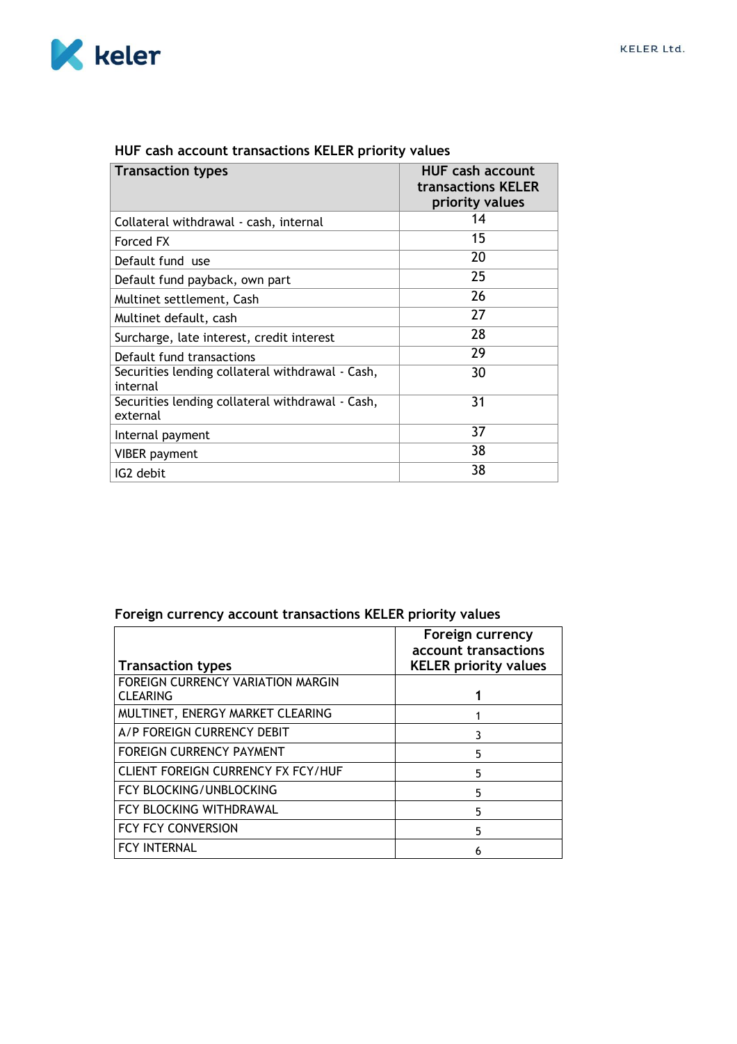HUF cash account transactions KELER priority values

| Transaction types | HUF cash account transactions KELER priority values |
|---|---|
| Collateral withdrawal - cash, internal | 14 |
| Forced FX | 15 |
| Default fund use | 20 |
| Default fund payback, own part | 25 |
| Multinet settlement, Cash | 26 |
| Multinet default, cash | 27 |
| Surcharge, late interest, credit interest | 28 |
| Default fund transactions | 29 |
| Securities lending collateral withdrawal - Cash, internal | 30 |
| Securities lending collateral withdrawal - Cash, external | 31 |
| Internal payment | 37 |
| VIBER payment | 38 |
| IG2 debit | 38 |

Foreign currency account transactions KELER priority values

| Transaction types | Foreign currency account transactions KELER priority values |
|---|---|
| FOREIGN CURRENCY VARIATION MARGIN CLEARING | 1 |
| MULTINET, ENERGY MARKET CLEARING | 1 |
| A/P FOREIGN CURRENCY DEBIT | 3 |
| FOREIGN CURRENCY PAYMENT | 5 |
| CLIENT FOREIGN CURRENCY FX FCY/HUF | 5 |
| FCY BLOCKING/UNBLOCKING | 5 |
| FCY BLOCKING WITHDRAWAL | 5 |
| FCY FCY CONVERSION | 5 |
| FCY INTERNAL | 6 |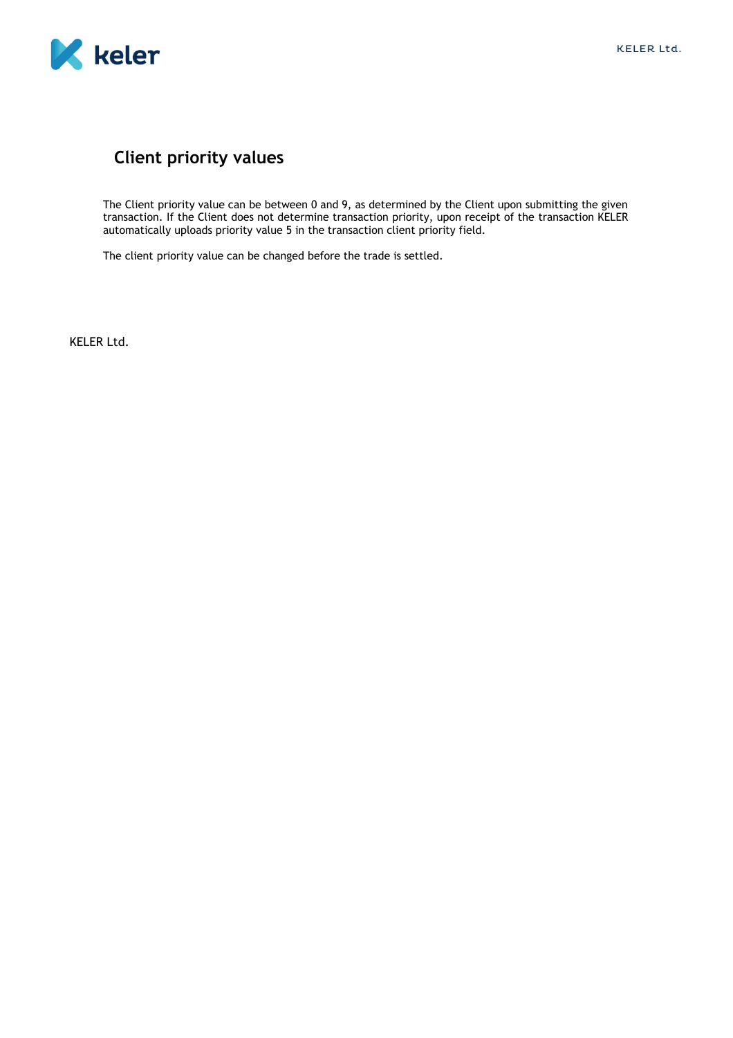## Client priority values

The Client priority value can be between 0 and 9, as determined by the Client upon submitting the given transaction. If the Client does not determine transaction priority, upon receipt of the transaction KELER automatically uploads priority value 5 in the transaction client priority field.

The client priority value can be changed before the trade is settled.

KELER Ltd.